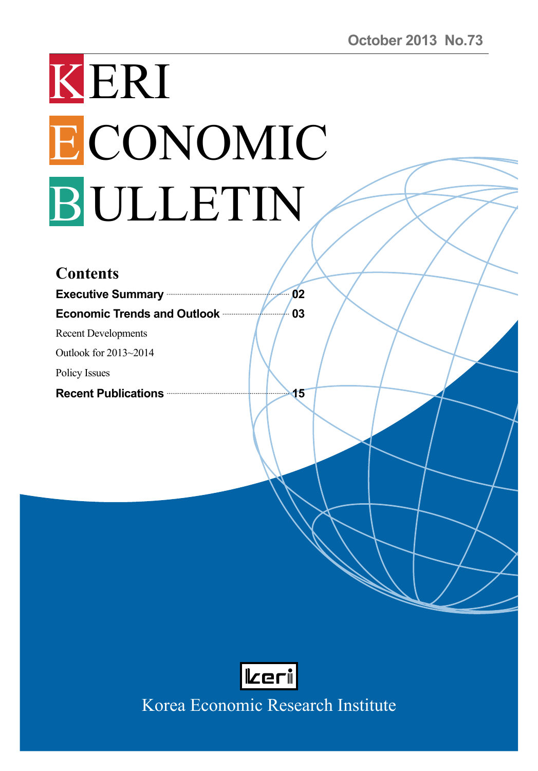October 2013 No.73

# KERI ECONOMIC BULLETIN

## Contents

**Executive Summary** ........ 02

**Economic Trends and Outlook** ........ 03

Recent Developments

Outlook for 2013~2014

Policy Issues

**Recent Publications** ........ 15

Korea Economic Research Institute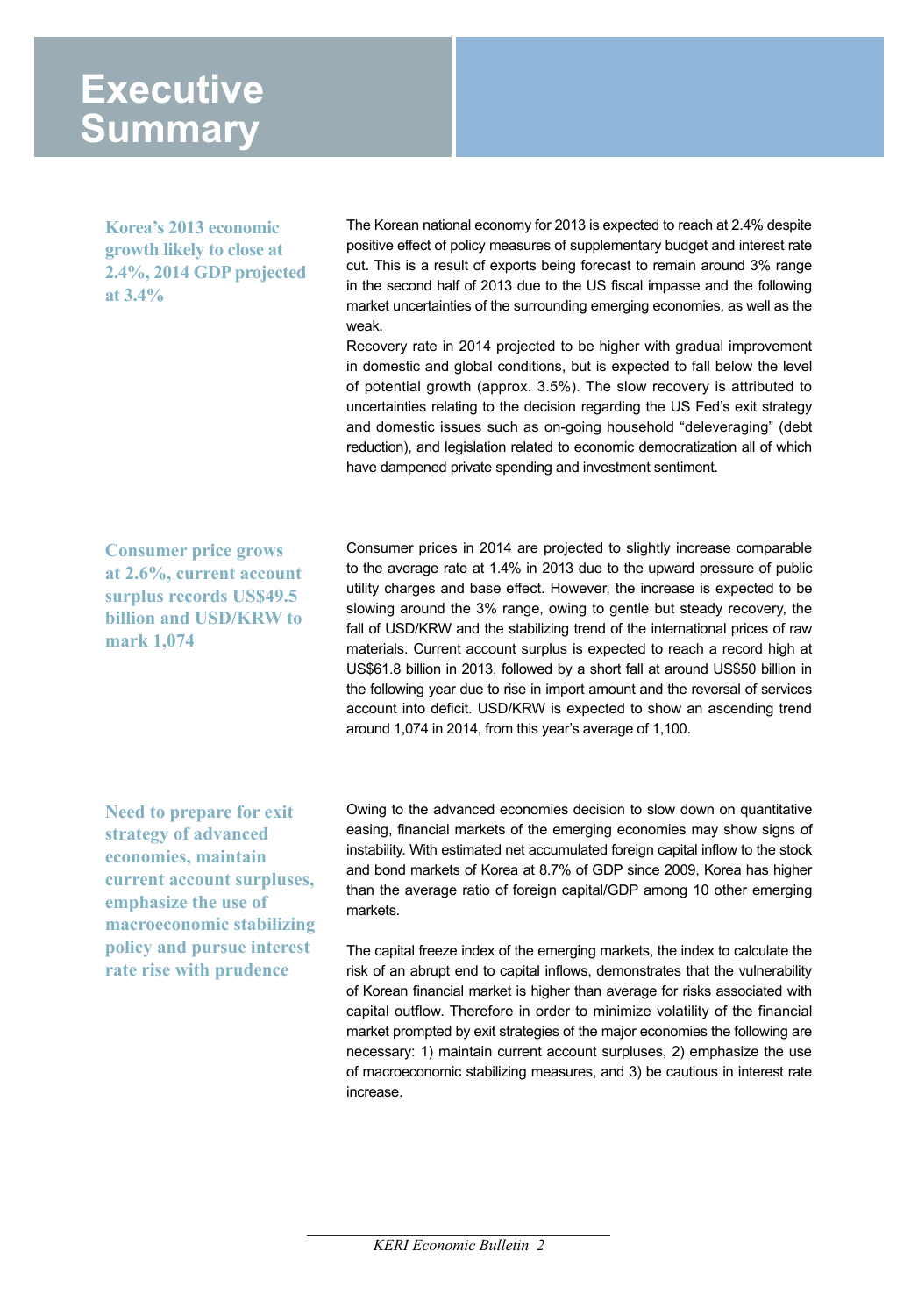# Executive Summary

**Korea's 2013 economic growth likely to close at 2.4%, 2014 GDP projected at 3.4%**

The Korean national economy for 2013 is expected to reach at 2.4% despite positive effect of policy measures of supplementary budget and interest rate cut. This is a result of exports being forecast to remain around 3% range in the second half of 2013 due to the US fiscal impasse and the following market uncertainties of the surrounding emerging economies, as well as the weak.

Recovery rate in 2014 projected to be higher with gradual improvement in domestic and global conditions, but is expected to fall below the level of potential growth (approx. 3.5%). The slow recovery is attributed to uncertainties relating to the decision regarding the US Fed's exit strategy and domestic issues such as on-going household "deleveraging" (debt reduction), and legislation related to economic democratization all of which have dampened private spending and investment sentiment.

**Consumer price grows at 2.6%, current account surplus records US$49.5 billion and USD/KRW to mark 1,074**

Consumer prices in 2014 are projected to slightly increase comparable to the average rate at 1.4% in 2013 due to the upward pressure of public utility charges and base effect. However, the increase is expected to be slowing around the 3% range, owing to gentle but steady recovery, the fall of USD/KRW and the stabilizing trend of the international prices of raw materials. Current account surplus is expected to reach a record high at US$61.8 billion in 2013, followed by a short fall at around US$50 billion in the following year due to rise in import amount and the reversal of services account into deficit. USD/KRW is expected to show an ascending trend around 1,074 in 2014, from this year's average of 1,100.

**Need to prepare for exit strategy of advanced economies, maintain current account surpluses, emphasize the use of macroeconomic stabilizing policy and pursue interest rate rise with prudence**

Owing to the advanced economies decision to slow down on quantitative easing, financial markets of the emerging economies may show signs of instability. With estimated net accumulated foreign capital inflow to the stock and bond markets of Korea at 8.7% of GDP since 2009, Korea has higher than the average ratio of foreign capital/GDP among 10 other emerging markets.

The capital freeze index of the emerging markets, the index to calculate the risk of an abrupt end to capital inflows, demonstrates that the vulnerability of Korean financial market is higher than average for risks associated with capital outflow. Therefore in order to minimize volatility of the financial market prompted by exit strategies of the major economies the following are necessary: 1) maintain current account surpluses, 2) emphasize the use of macroeconomic stabilizing measures, and 3) be cautious in interest rate increase.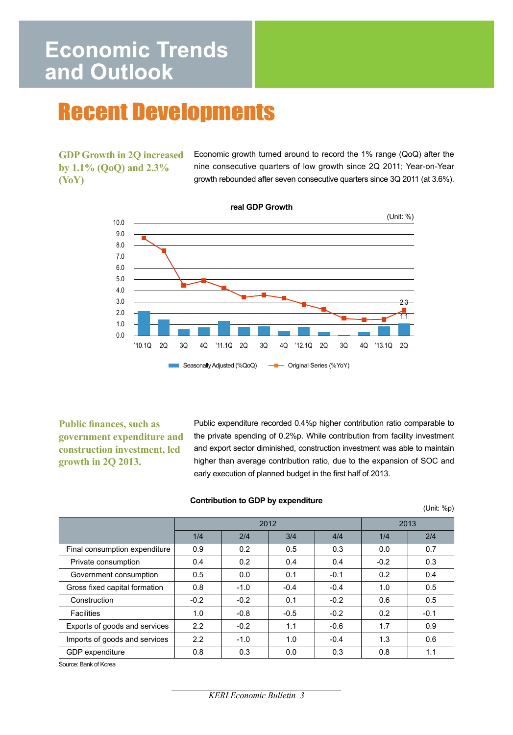# Economic Trends and Outlook

## Recent Developments

**GDP Growth in 2Q increased by 1.1% (QoQ) and 2.3% (YoY)**

Economic growth turned around to record the 1% range (QoQ) after the nine consecutive quarters of low growth since 2Q 2011; Year-on-Year growth rebounded after seven consecutive quarters since 3Q 2011 (at 3.6%).

**real GDP Growth**

(Unit: %)

Seasonally Adjusted (%QoQ) — Original Series (%YoY)

**Public finances, such as government expenditure and construction investment, led growth in 2Q 2013.**

Public expenditure recorded 0.4%p higher contribution ratio comparable to the private spending of 0.2%p. While contribution from facility investment and export sector diminished, construction investment was able to maintain higher than average contribution ratio, due to the expansion of SOC and early execution of planned budget in the first half of 2013.

**Contribution to GDP by expenditure**

(Unit: %p)

| | 2012 | | | | 2013 | |
|---|---|---|---|---|---|---|
| | 1/4 | 2/4 | 3/4 | 4/4 | 1/4 | 2/4 |
| Final consumption expenditure | 0.9 | 0.2 | 0.5 | 0.3 | 0.0 | 0.7 |
| Private consumption | 0.4 | 0.2 | 0.4 | 0.4 | -0.2 | 0.3 |
| Government consumption | 0.5 | 0.0 | 0.1 | -0.1 | 0.2 | 0.4 |
| Gross fixed capital formation | 0.8 | -1.0 | -0.4 | -0.4 | 1.0 | 0.5 |
| Construction | -0.2 | -0.2 | 0.1 | -0.2 | 0.6 | 0.5 |
| Facilities | 1.0 | -0.8 | -0.5 | -0.2 | 0.2 | -0.1 |
| Exports of goods and services | 2.2 | -0.2 | 1.1 | -0.6 | 1.7 | 0.9 |
| Imports of goods and services | 2.2 | -1.0 | 1.0 | -0.4 | 1.3 | 0.6 |
| GDP expenditure | 0.8 | 0.3 | 0.0 | 0.3 | 0.8 | 1.1 |

Source: Bank of Korea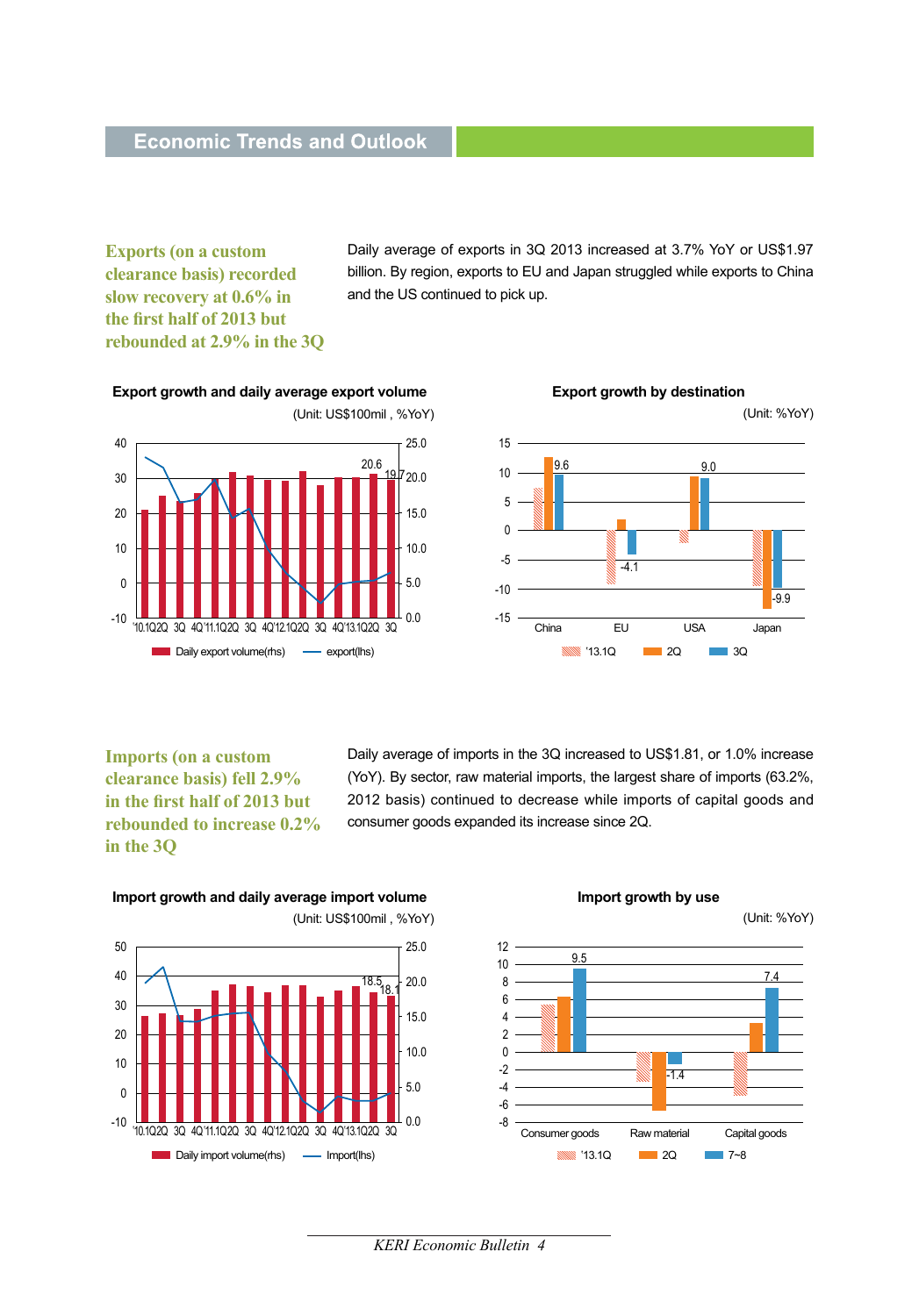## Economic Trends and Outlook

**Exports (on a custom clearance basis) recorded slow recovery at 0.6% in the first half of 2013 but rebounded at 2.9% in the 3Q**

Daily average of exports in 3Q 2013 increased at 3.7% YoY or US$1.97 billion. By region, exports to EU and Japan struggled while exports to China and the US continued to pick up.

**Export growth and daily average export volume**

(Unit: US$100mil , %YoY)

**Export growth by destination**

(Unit: %YoY)

**Imports (on a custom clearance basis) fell 2.9% in the first half of 2013 but rebounded to increase 0.2% in the 3Q**

Daily average of imports in the 3Q increased to US$1.81, or 1.0% increase (YoY). By sector, raw material imports, the largest share of imports (63.2%, 2012 basis) continued to decrease while imports of capital goods and consumer goods expanded its increase since 2Q.

**Import growth and daily average import volume**

(Unit: US$100mil , %YoY)

**Import growth by use**

(Unit: %YoY)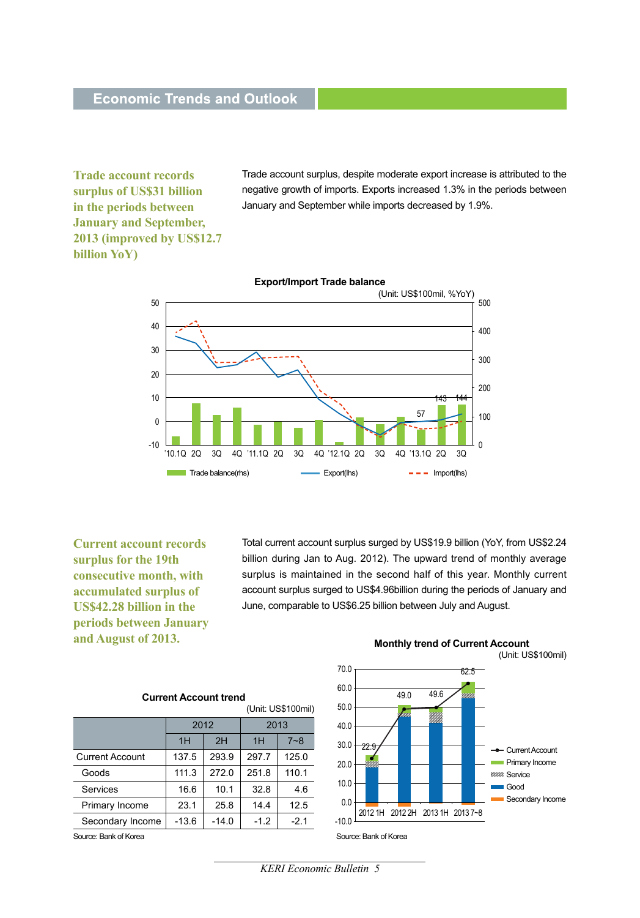## Economic Trends and Outlook

**Trade account records surplus of US$31 billion in the periods between January and September, 2013 (improved by US$12.7 billion YoY)**

Trade account surplus, despite moderate export increase is attributed to the negative growth of imports. Exports increased 1.3% in the periods between January and September while imports decreased by 1.9%.

**Export/Import Trade balance**

(Unit: US$100mil, %YoY)

**Current account records surplus for the 19th consecutive month, with accumulated surplus of US$42.28 billion in the periods between January and August of 2013.**

Total current account surplus surged by US$19.9 billion (YoY, from US$2.24 billion during Jan to Aug. 2012). The upward trend of monthly average surplus is maintained in the second half of this year. Monthly current account surplus surged to US$4.96billion during the periods of January and June, comparable to US$6.25 billion between July and August.

**Current Account trend**

(Unit: US$100mil)

| | 2012 | | 2013 | |
|---|---|---|---|---|
| | 1H | 2H | 1H | 7~8 |
| Current Account | 137.5 | 293.9 | 297.7 | 125.0 |
| Goods | 111.3 | 272.0 | 251.8 | 110.1 |
| Services | 16.6 | 10.1 | 32.8 | 4.6 |
| Primary Income | 23.1 | 25.8 | 14.4 | 12.5 |
| Secondary Income | -13.6 | -14.0 | -1.2 | -2.1 |

Source: Bank of Korea

**Monthly trend of Current Account**

(Unit: US$100mil)

Source: Bank of Korea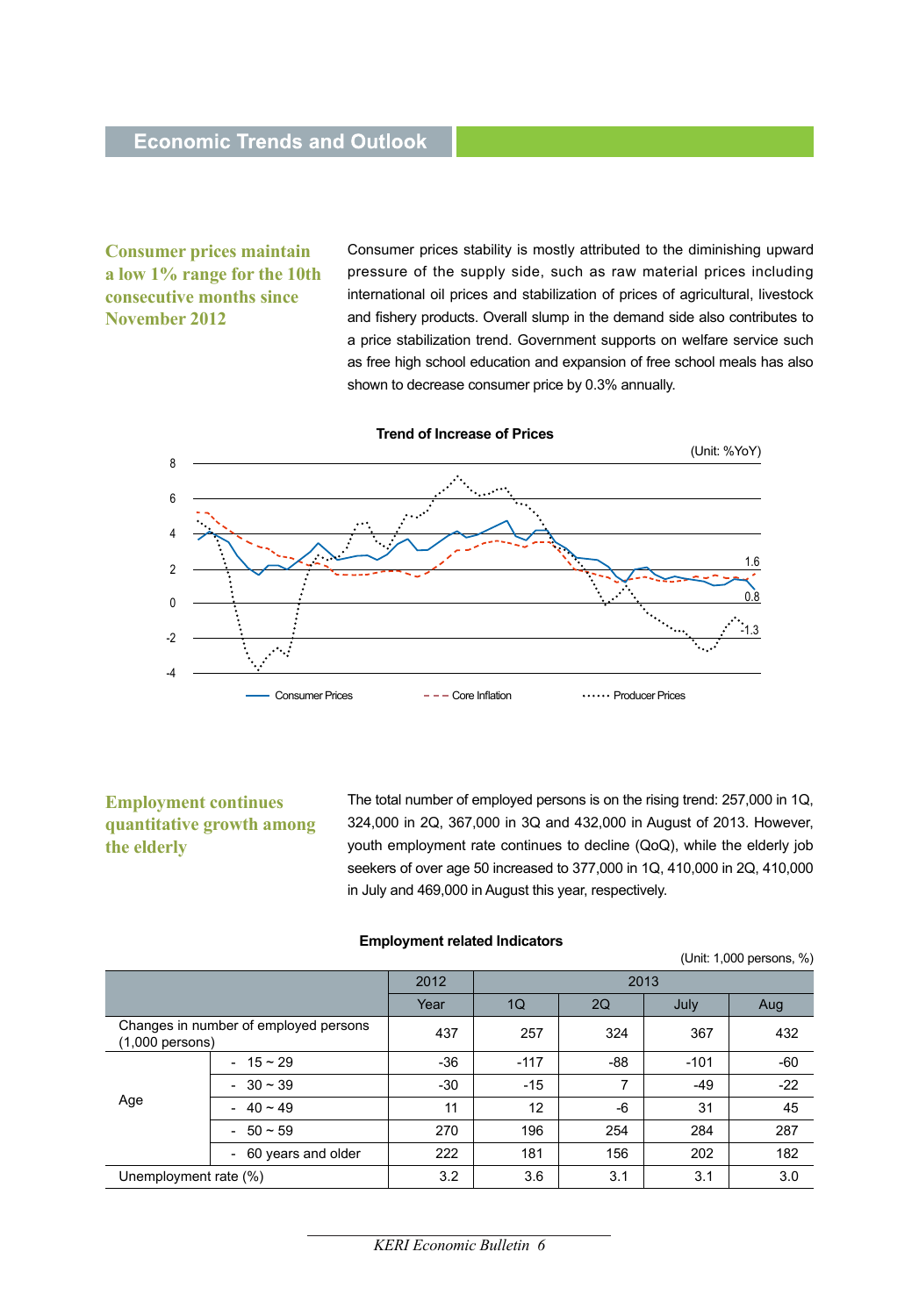## Economic Trends and Outlook

### Consumer prices maintain a low 1% range for the 10th consecutive months since November 2012

Consumer prices stability is mostly attributed to the diminishing upward pressure of the supply side, such as raw material prices including international oil prices and stabilization of prices of agricultural, livestock and fishery products. Overall slump in the demand side also contributes to a price stabilization trend. Government supports on welfare service such as free high school education and expansion of free school meals has also shown to decrease consumer price by 0.3% annually.

**Trend of Increase of Prices**

(Unit: %YoY)

Consumer Prices: 0.8 — Core Inflation: 1.6 — Producer Prices: -1.3

### Employment continues quantitative growth among the elderly

The total number of employed persons is on the rising trend: 257,000 in 1Q, 324,000 in 2Q, 367,000 in 3Q and 432,000 in August of 2013. However, youth employment rate continues to decline (QoQ), while the elderly job seekers of over age 50 increased to 377,000 in 1Q, 410,000 in 2Q, 410,000 in July and 469,000 in August this year, respectively.

**Employment related Indicators**

(Unit: 1,000 persons, %)

| | | 2012 | 2013 | | | |
|---|---|---|---|---|---|---|
| | | Year | 1Q | 2Q | July | Aug |
| Changes in number of employed persons (1,000 persons) | | 437 | 257 | 324 | 367 | 432 |
| Age | - 15 ~ 29 | -36 | -117 | -88 | -101 | -60 |
| | - 30 ~ 39 | -30 | -15 | 7 | -49 | -22 |
| | - 40 ~ 49 | 11 | 12 | -6 | 31 | 45 |
| | - 50 ~ 59 | 270 | 196 | 254 | 284 | 287 |
| | - 60 years and older | 222 | 181 | 156 | 202 | 182 |
| Unemployment rate (%) | | 3.2 | 3.6 | 3.1 | 3.1 | 3.0 |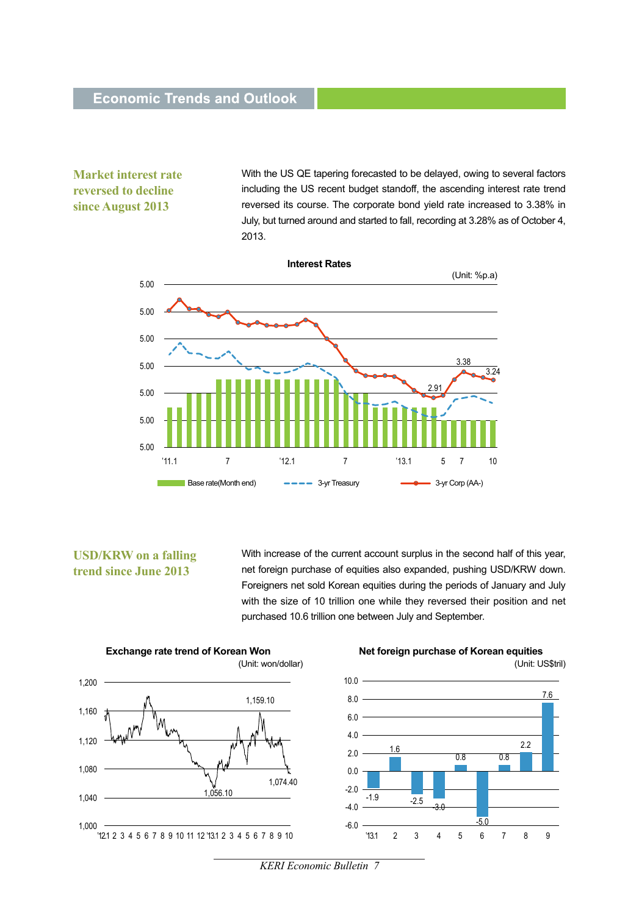## Market interest rate reversed to decline since August 2013

With the US QE tapering forecasted to be delayed, owing to several factors including the US recent budget standoff, the ascending interest rate trend reversed its course. The corporate bond yield rate increased to 3.38% in July, but turned around and started to fall, recording at 3.28% as of October 4, 2013.

**Interest Rates**

(Unit: %p.a)

## USD/KRW on a falling trend since June 2013

With increase of the current account surplus in the second half of this year, net foreign purchase of equities also expanded, pushing USD/KRW down. Foreigners net sold Korean equities during the periods of January and July with the size of 10 trillion one while they reversed their position and net purchased 10.6 trillion one between July and September.

**Exchange rate trend of Korean Won**

(Unit: won/dollar)

**Net foreign purchase of Korean equities**

(Unit: US$tril)

| '13.1 | 2 | 3 | 4 | 5 | 6 | 7 | 8 | 9 |
|---|---|---|---|---|---|---|---|---|
| -1.9 | 1.6 | -2.5 | -3.0 | 0.8 | -5.0 | 0.8 | 2.2 | 7.6 |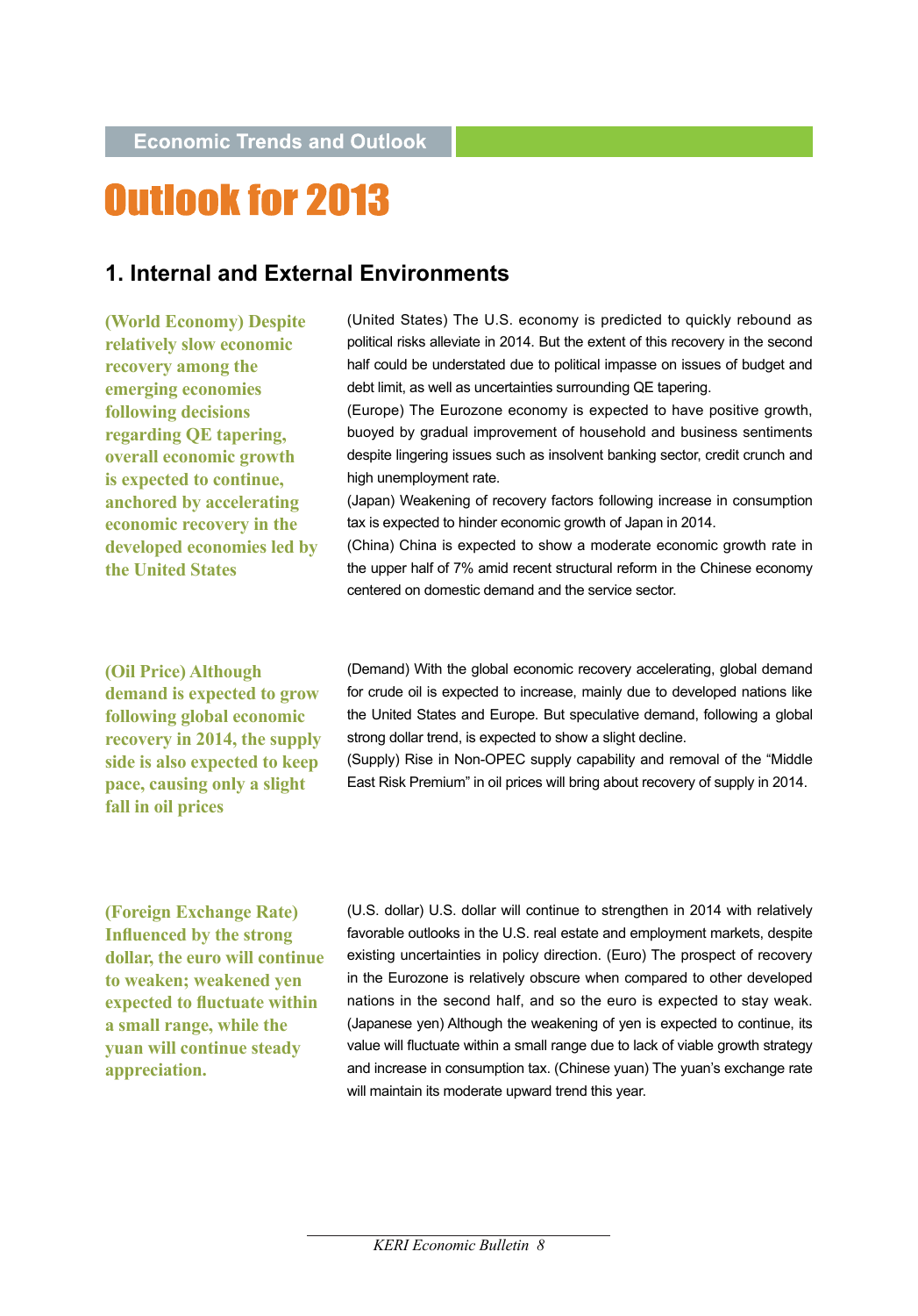Economic Trends and Outlook

# Outlook for 2013

## 1. Internal and External Environments

**(World Economy) Despite relatively slow economic recovery among the emerging economies following decisions regarding QE tapering, overall economic growth is expected to continue, anchored by accelerating economic recovery in the developed economies led by the United States**

(United States) The U.S. economy is predicted to quickly rebound as political risks alleviate in 2014. But the extent of this recovery in the second half could be understated due to political impasse on issues of budget and debt limit, as well as uncertainties surrounding QE tapering.

(Europe) The Eurozone economy is expected to have positive growth, buoyed by gradual improvement of household and business sentiments despite lingering issues such as insolvent banking sector, credit crunch and high unemployment rate.

(Japan) Weakening of recovery factors following increase in consumption tax is expected to hinder economic growth of Japan in 2014.

(China) China is expected to show a moderate economic growth rate in the upper half of 7% amid recent structural reform in the Chinese economy centered on domestic demand and the service sector.

**(Oil Price) Although demand is expected to grow following global economic recovery in 2014, the supply side is also expected to keep pace, causing only a slight fall in oil prices**

(Demand) With the global economic recovery accelerating, global demand for crude oil is expected to increase, mainly due to developed nations like the United States and Europe. But speculative demand, following a global strong dollar trend, is expected to show a slight decline.

(Supply) Rise in Non-OPEC supply capability and removal of the "Middle East Risk Premium" in oil prices will bring about recovery of supply in 2014.

**(Foreign Exchange Rate) Influenced by the strong dollar, the euro will continue to weaken; weakened yen expected to fluctuate within a small range, while the yuan will continue steady appreciation.**

(U.S. dollar) U.S. dollar will continue to strengthen in 2014 with relatively favorable outlooks in the U.S. real estate and employment markets, despite existing uncertainties in policy direction. (Euro) The prospect of recovery in the Eurozone is relatively obscure when compared to other developed nations in the second half, and so the euro is expected to stay weak. (Japanese yen) Although the weakening of yen is expected to continue, its value will fluctuate within a small range due to lack of viable growth strategy and increase in consumption tax. (Chinese yuan) The yuan's exchange rate will maintain its moderate upward trend this year.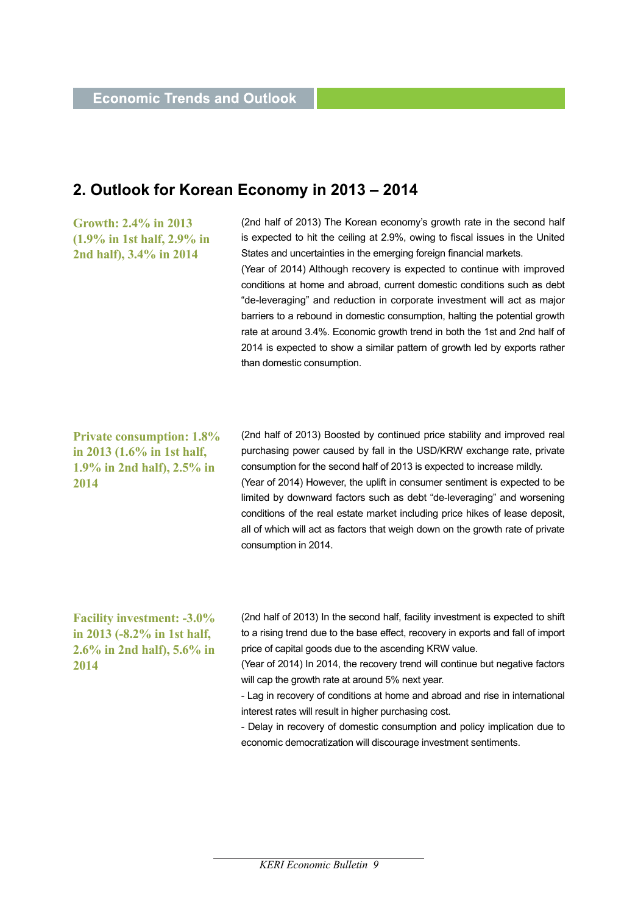Economic Trends and Outlook

## 2. Outlook for Korean Economy in 2013 – 2014

**Growth: 2.4% in 2013 (1.9% in 1st half, 2.9% in 2nd half), 3.4% in 2014**

(2nd half of 2013) The Korean economy's growth rate in the second half is expected to hit the ceiling at 2.9%, owing to fiscal issues in the United States and uncertainties in the emerging foreign financial markets.

(Year of 2014) Although recovery is expected to continue with improved conditions at home and abroad, current domestic conditions such as debt "de-leveraging" and reduction in corporate investment will act as major barriers to a rebound in domestic consumption, halting the potential growth rate at around 3.4%. Economic growth trend in both the 1st and 2nd half of 2014 is expected to show a similar pattern of growth led by exports rather than domestic consumption.

**Private consumption: 1.8% in 2013 (1.6% in 1st half, 1.9% in 2nd half), 2.5% in 2014**

(2nd half of 2013) Boosted by continued price stability and improved real purchasing power caused by fall in the USD/KRW exchange rate, private consumption for the second half of 2013 is expected to increase mildly.

(Year of 2014) However, the uplift in consumer sentiment is expected to be limited by downward factors such as debt "de-leveraging" and worsening conditions of the real estate market including price hikes of lease deposit, all of which will act as factors that weigh down on the growth rate of private consumption in 2014.

**Facility investment: -3.0% in 2013 (-8.2% in 1st half, 2.6% in 2nd half), 5.6% in 2014**

(2nd half of 2013) In the second half, facility investment is expected to shift to a rising trend due to the base effect, recovery in exports and fall of import price of capital goods due to the ascending KRW value.

(Year of 2014) In 2014, the recovery trend will continue but negative factors will cap the growth rate at around 5% next year.

- Lag in recovery of conditions at home and abroad and rise in international interest rates will result in higher purchasing cost.
- Delay in recovery of domestic consumption and policy implication due to economic democratization will discourage investment sentiments.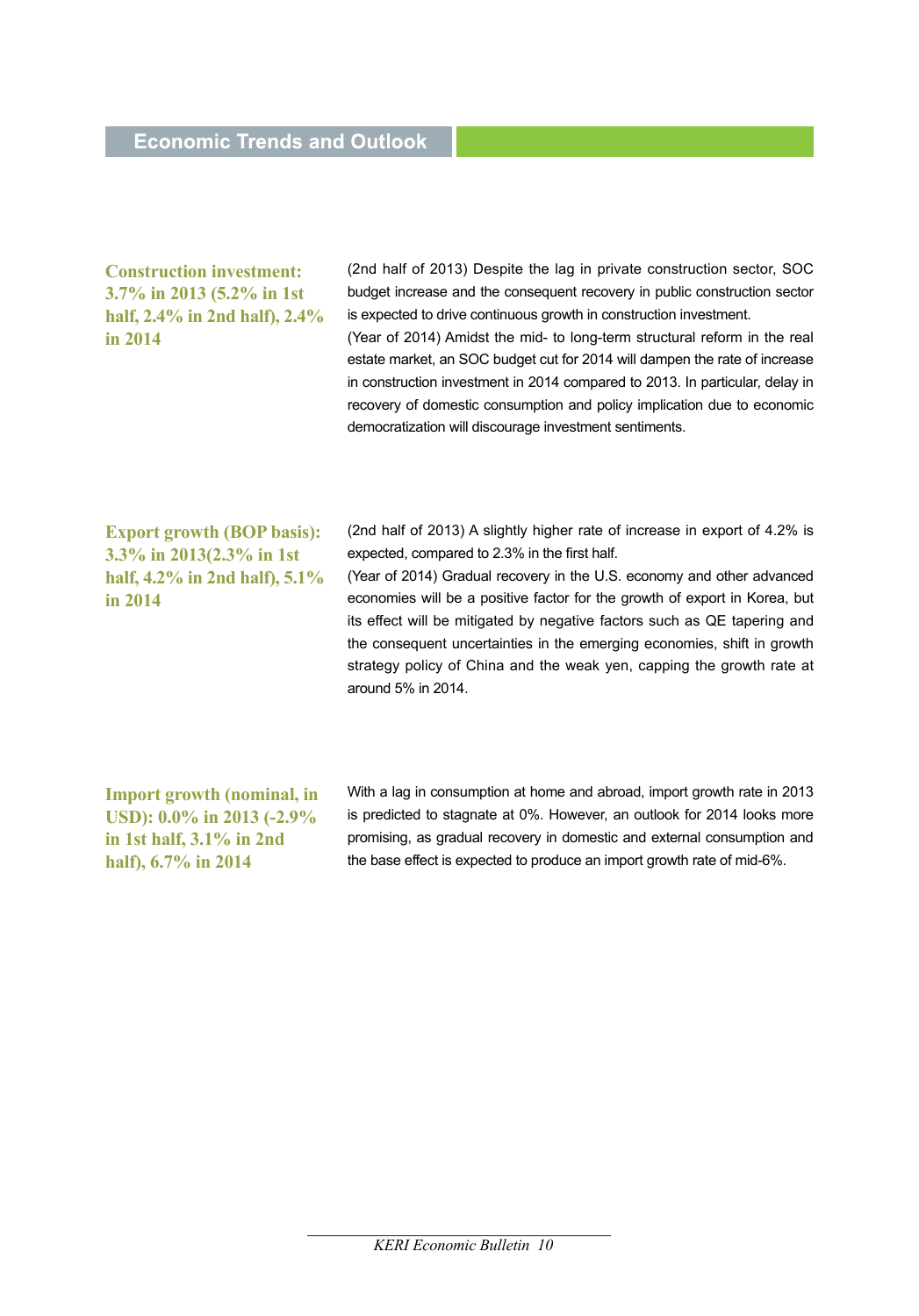## Economic Trends and Outlook

**Construction investment: 3.7% in 2013 (5.2% in 1st half, 2.4% in 2nd half), 2.4% in 2014**

(2nd half of 2013) Despite the lag in private construction sector, SOC budget increase and the consequent recovery in public construction sector is expected to drive continuous growth in construction investment.

(Year of 2014) Amidst the mid- to long-term structural reform in the real estate market, an SOC budget cut for 2014 will dampen the rate of increase in construction investment in 2014 compared to 2013. In particular, delay in recovery of domestic consumption and policy implication due to economic democratization will discourage investment sentiments.

**Export growth (BOP basis): 3.3% in 2013(2.3% in 1st half, 4.2% in 2nd half), 5.1% in 2014**

(2nd half of 2013) A slightly higher rate of increase in export of 4.2% is expected, compared to 2.3% in the first half.

(Year of 2014) Gradual recovery in the U.S. economy and other advanced economies will be a positive factor for the growth of export in Korea, but its effect will be mitigated by negative factors such as QE tapering and the consequent uncertainties in the emerging economies, shift in growth strategy policy of China and the weak yen, capping the growth rate at around 5% in 2014.

**Import growth (nominal, in USD): 0.0% in 2013 (-2.9% in 1st half, 3.1% in 2nd half), 6.7% in 2014**

With a lag in consumption at home and abroad, import growth rate in 2013 is predicted to stagnate at 0%. However, an outlook for 2014 looks more promising, as gradual recovery in domestic and external consumption and the base effect is expected to produce an import growth rate of mid-6%.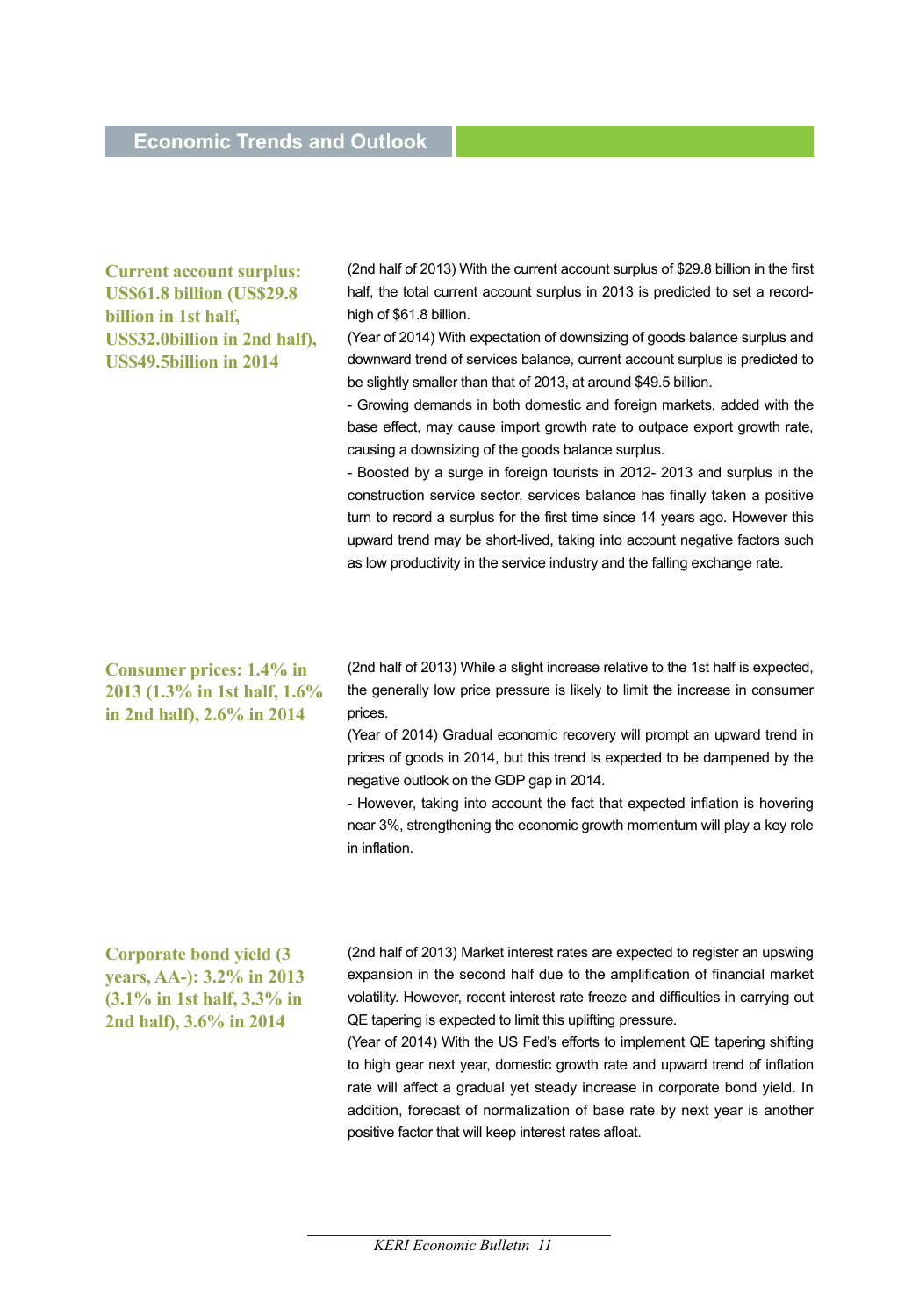## Economic Trends and Outlook

**Current account surplus: US$61.8 billion (US$29.8 billion in 1st half, US$32.0billion in 2nd half), US$49.5billion in 2014**

(2nd half of 2013) With the current account surplus of $29.8 billion in the first half, the total current account surplus in 2013 is predicted to set a record-high of $61.8 billion.

(Year of 2014) With expectation of downsizing of goods balance surplus and downward trend of services balance, current account surplus is predicted to be slightly smaller than that of 2013, at around $49.5 billion.

- Growing demands in both domestic and foreign markets, added with the base effect, may cause import growth rate to outpace export growth rate, causing a downsizing of the goods balance surplus.
- Boosted by a surge in foreign tourists in 2012- 2013 and surplus in the construction service sector, services balance has finally taken a positive turn to record a surplus for the first time since 14 years ago. However this upward trend may be short-lived, taking into account negative factors such as low productivity in the service industry and the falling exchange rate.

**Consumer prices: 1.4% in 2013 (1.3% in 1st half, 1.6% in 2nd half), 2.6% in 2014**

(2nd half of 2013) While a slight increase relative to the 1st half is expected, the generally low price pressure is likely to limit the increase in consumer prices.

(Year of 2014) Gradual economic recovery will prompt an upward trend in prices of goods in 2014, but this trend is expected to be dampened by the negative outlook on the GDP gap in 2014.

- However, taking into account the fact that expected inflation is hovering near 3%, strengthening the economic growth momentum will play a key role in inflation.

**Corporate bond yield (3 years, AA-): 3.2% in 2013 (3.1% in 1st half, 3.3% in 2nd half), 3.6% in 2014**

(2nd half of 2013) Market interest rates are expected to register an upswing expansion in the second half due to the amplification of financial market volatility. However, recent interest rate freeze and difficulties in carrying out QE tapering is expected to limit this uplifting pressure.

(Year of 2014) With the US Fed's efforts to implement QE tapering shifting to high gear next year, domestic growth rate and upward trend of inflation rate will affect a gradual yet steady increase in corporate bond yield. In addition, forecast of normalization of base rate by next year is another positive factor that will keep interest rates afloat.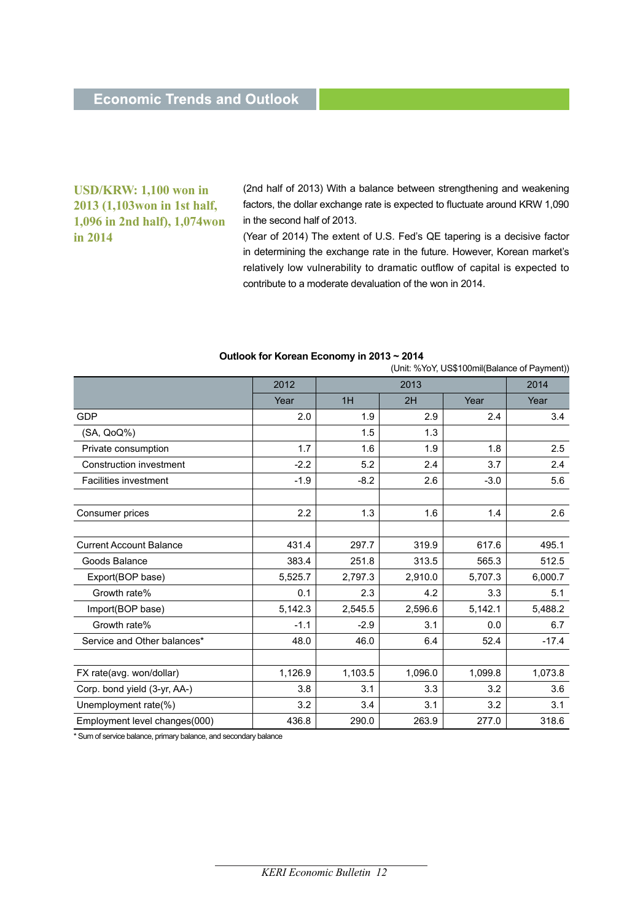## Economic Trends and Outlook

**USD/KRW: 1,100 won in 2013 (1,103won in 1st half, 1,096 in 2nd half), 1,074won in 2014**

(2nd half of 2013) With a balance between strengthening and weakening factors, the dollar exchange rate is expected to fluctuate around KRW 1,090 in the second half of 2013.

(Year of 2014) The extent of U.S. Fed's QE tapering is a decisive factor in determining the exchange rate in the future. However, Korean market's relatively low vulnerability to dramatic outflow of capital is expected to contribute to a moderate devaluation of the won in 2014.

**Outlook for Korean Economy in 2013 ~ 2014**

(Unit: %YoY, US$100mil(Balance of Payment))

| | 2012 | 2013 | | | 2014 |
|---|---|---|---|---|---|
| | Year | 1H | 2H | Year | Year |
| GDP | 2.0 | 1.9 | 2.9 | 2.4 | 3.4 |
| (SA, QoQ%) | | 1.5 | 1.3 | | |
| Private consumption | 1.7 | 1.6 | 1.9 | 1.8 | 2.5 |
| Construction investment | -2.2 | 5.2 | 2.4 | 3.7 | 2.4 |
| Facilities investment | -1.9 | -8.2 | 2.6 | -3.0 | 5.6 |
| | | | | | |
| Consumer prices | 2.2 | 1.3 | 1.6 | 1.4 | 2.6 |
| | | | | | |
| Current Account Balance | 431.4 | 297.7 | 319.9 | 617.6 | 495.1 |
| Goods Balance | 383.4 | 251.8 | 313.5 | 565.3 | 512.5 |
| Export(BOP base) | 5,525.7 | 2,797.3 | 2,910.0 | 5,707.3 | 6,000.7 |
| Growth rate% | 0.1 | 2.3 | 4.2 | 3.3 | 5.1 |
| Import(BOP base) | 5,142.3 | 2,545.5 | 2,596.6 | 5,142.1 | 5,488.2 |
| Growth rate% | -1.1 | -2.9 | 3.1 | 0.0 | 6.7 |
| Service and Other balances* | 48.0 | 46.0 | 6.4 | 52.4 | -17.4 |
| | | | | | |
| FX rate(avg. won/dollar) | 1,126.9 | 1,103.5 | 1,096.0 | 1,099.8 | 1,073.8 |
| Corp. bond yield (3-yr, AA-) | 3.8 | 3.1 | 3.3 | 3.2 | 3.6 |
| Unemployment rate(%) | 3.2 | 3.4 | 3.1 | 3.2 | 3.1 |
| Employment level changes(000) | 436.8 | 290.0 | 263.9 | 277.0 | 318.6 |

\* Sum of service balance, primary balance, and secondary balance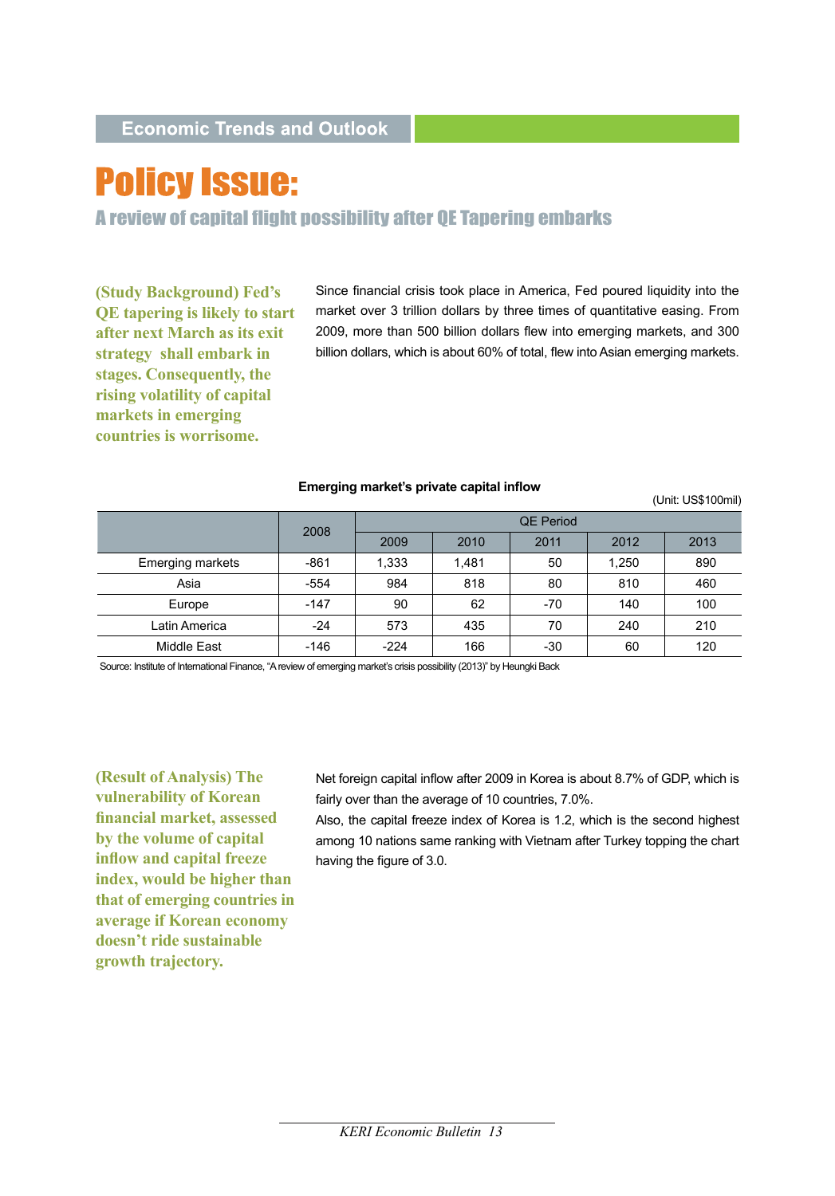Economic Trends and Outlook

# Policy Issue:

## A review of capital flight possibility after QE Tapering embarks

**(Study Background) Fed's QE tapering is likely to start after next March as its exit strategy shall embark in stages. Consequently, the rising volatility of capital markets in emerging countries is worrisome.**

Since financial crisis took place in America, Fed poured liquidity into the market over 3 trillion dollars by three times of quantitative easing. From 2009, more than 500 billion dollars flew into emerging markets, and 300 billion dollars, which is about 60% of total, flew into Asian emerging markets.

**Emerging market's private capital inflow**

(Unit: US$100mil)

| | 2008 | QE Period | | | | |
|---|---|---|---|---|---|---|
| | | 2009 | 2010 | 2011 | 2012 | 2013 |
| Emerging markets | -861 | 1,333 | 1,481 | 50 | 1,250 | 890 |
| Asia | -554 | 984 | 818 | 80 | 810 | 460 |
| Europe | -147 | 90 | 62 | -70 | 140 | 100 |
| Latin America | -24 | 573 | 435 | 70 | 240 | 210 |
| Middle East | -146 | -224 | 166 | -30 | 60 | 120 |

Source: Institute of International Finance, "A review of emerging market's crisis possibility (2013)" by Heungki Back

**(Result of Analysis) The vulnerability of Korean financial market, assessed by the volume of capital inflow and capital freeze index, would be higher than that of emerging countries in average if Korean economy doesn't ride sustainable growth trajectory.**

Net foreign capital inflow after 2009 in Korea is about 8.7% of GDP, which is fairly over than the average of 10 countries, 7.0%.

Also, the capital freeze index of Korea is 1.2, which is the second highest among 10 nations same ranking with Vietnam after Turkey topping the chart having the figure of 3.0.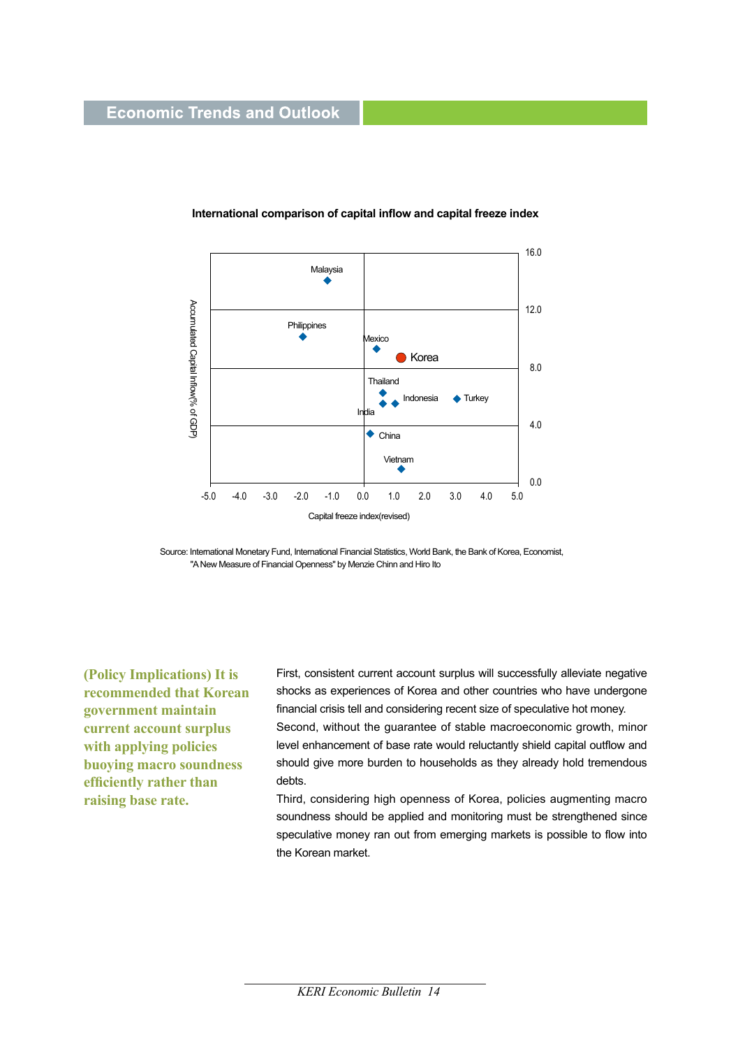**International comparison of capital inflow and capital freeze index**

Source: International Monetary Fund, International Financial Statistics, World Bank, the Bank of Korea, Economist, "A New Measure of Financial Openness" by Menzie Chinn and Hiro Ito

**(Policy Implications) It is recommended that Korean government maintain current account surplus with applying policies buoying macro soundness efficiently rather than raising base rate.**

First, consistent current account surplus will successfully alleviate negative shocks as experiences of Korea and other countries who have undergone financial crisis tell and considering recent size of speculative hot money.

Second, without the guarantee of stable macroeconomic growth, minor level enhancement of base rate would reluctantly shield capital outflow and should give more burden to households as they already hold tremendous debts.

Third, considering high openness of Korea, policies augmenting macro soundness should be applied and monitoring must be strengthened since speculative money ran out from emerging markets is possible to flow into the Korean market.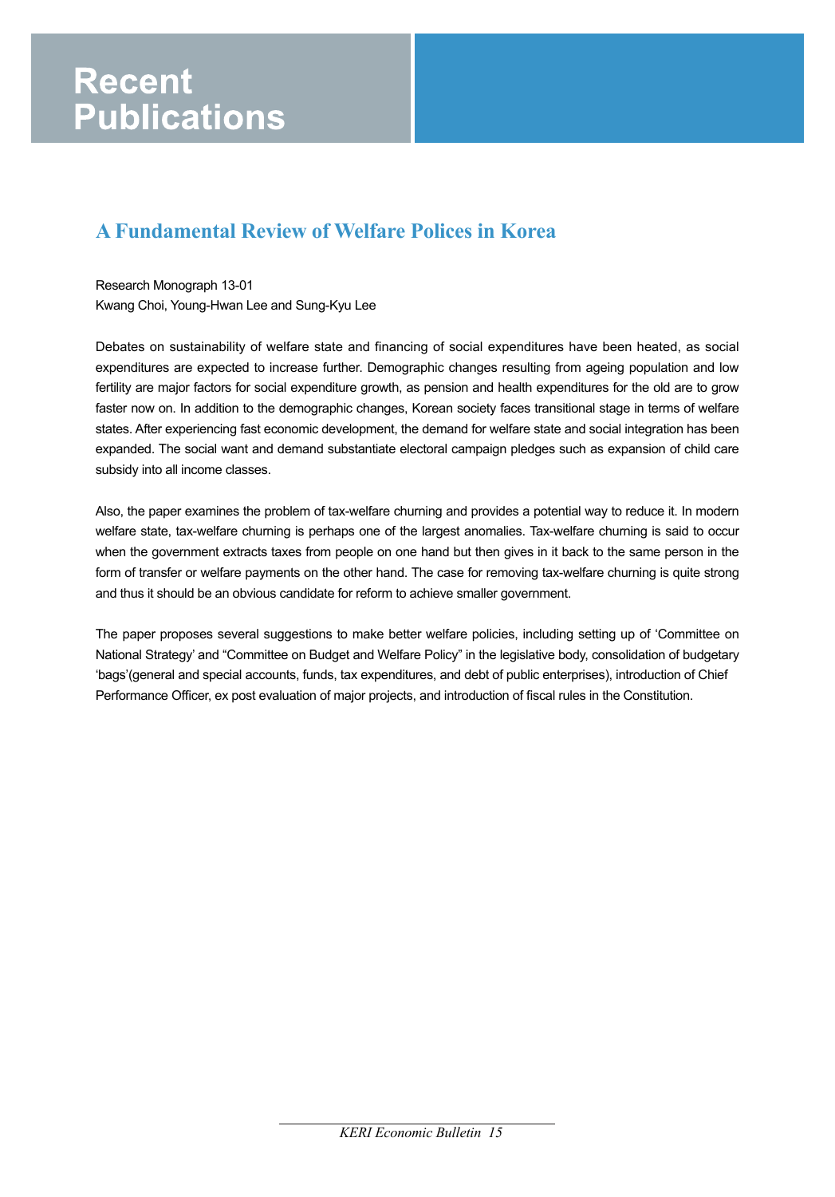# Recent Publications

## A Fundamental Review of Welfare Polices in Korea

Research Monograph 13-01
Kwang Choi, Young-Hwan Lee and Sung-Kyu Lee

Debates on sustainability of welfare state and financing of social expenditures have been heated, as social expenditures are expected to increase further. Demographic changes resulting from ageing population and low fertility are major factors for social expenditure growth, as pension and health expenditures for the old are to grow faster now on. In addition to the demographic changes, Korean society faces transitional stage in terms of welfare states. After experiencing fast economic development, the demand for welfare state and social integration has been expanded. The social want and demand substantiate electoral campaign pledges such as expansion of child care subsidy into all income classes.

Also, the paper examines the problem of tax-welfare churning and provides a potential way to reduce it. In modern welfare state, tax-welfare churning is perhaps one of the largest anomalies. Tax-welfare churning is said to occur when the government extracts taxes from people on one hand but then gives in it back to the same person in the form of transfer or welfare payments on the other hand. The case for removing tax-welfare churning is quite strong and thus it should be an obvious candidate for reform to achieve smaller government.

The paper proposes several suggestions to make better welfare policies, including setting up of 'Committee on National Strategy' and "Committee on Budget and Welfare Policy" in the legislative body, consolidation of budgetary 'bags'(general and special accounts, funds, tax expenditures, and debt of public enterprises), introduction of Chief Performance Officer, ex post evaluation of major projects, and introduction of fiscal rules in the Constitution.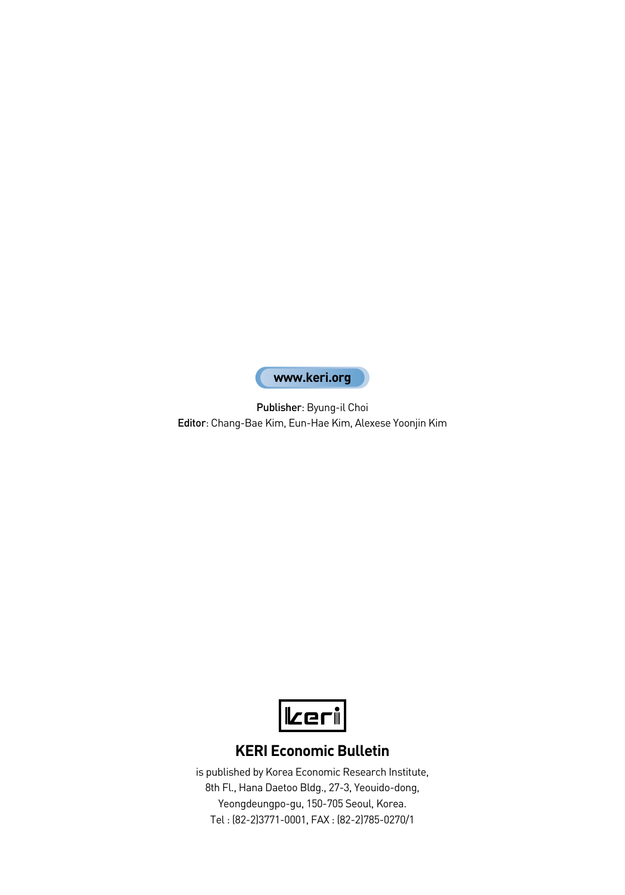www.keri.org

**Publisher**: Byung-il Choi
**Editor**: Chang-Bae Kim, Eun-Hae Kim, Alexese Yoonjin Kim

keri

## KERI Economic Bulletin

is published by Korea Economic Research Institute,
8th Fl., Hana Daetoo Bldg., 27-3, Yeouido-dong,
Yeongdeungpo-gu, 150-705 Seoul, Korea.
Tel : (82-2)3771-0001, FAX : (82-2)785-0270/1